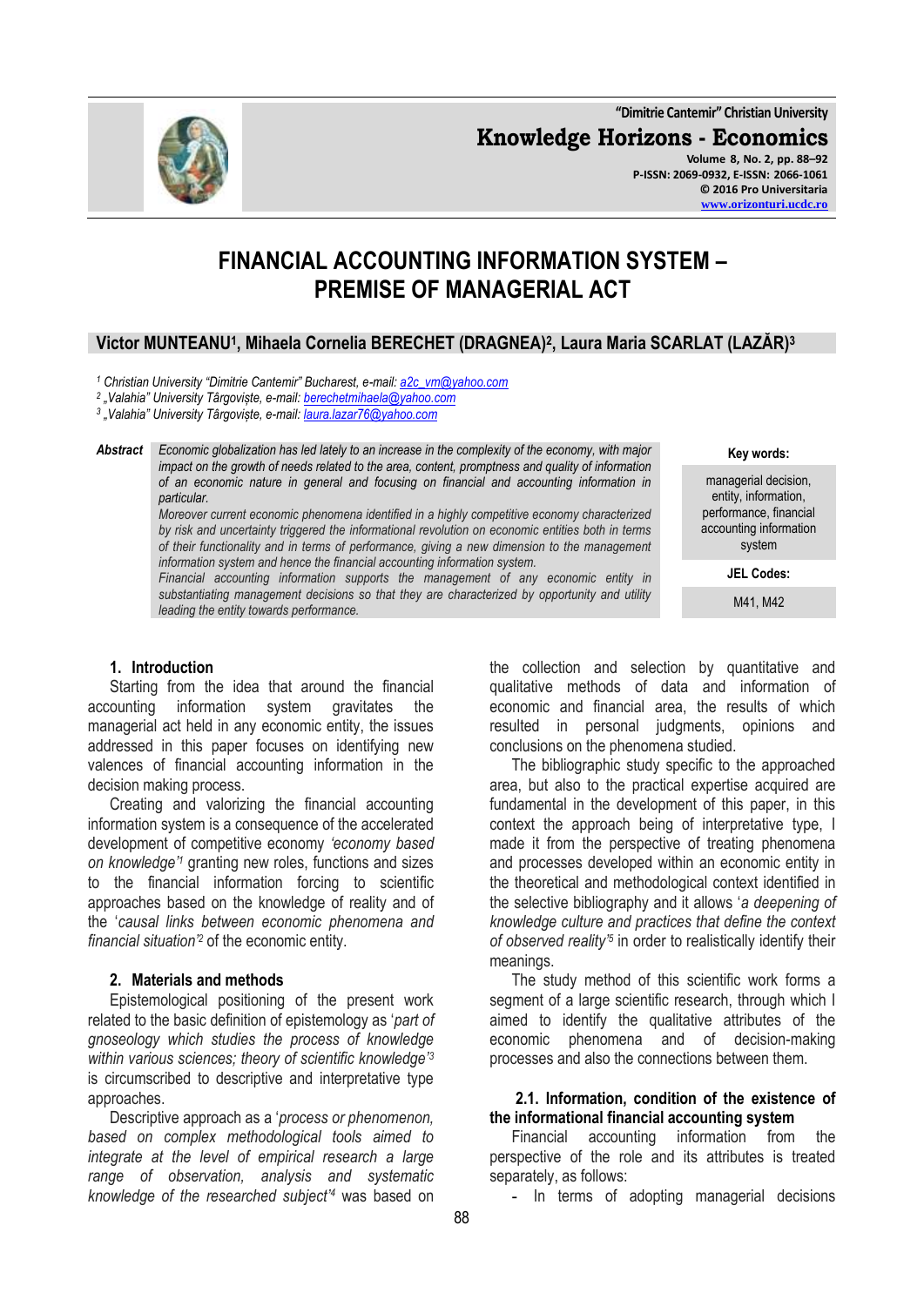# FINANCIAL ACCOUNTING INFORMATION SYSTEM – PREMISE OF MANAGERIAL ACT

**Victor MUNTEANU[1], Mihaela Cornelia BERECHET (DRAGNEA)[2], Laura Maria SCARLAT (LAZĂR)[3]**

*[1] Christian University "Dimitrie Cantemir" Bucharest, e-mail: a2c_vm@yahoo.com*
*[2] „Valahia" University Târgoviște, e-mail: berechetmihaela@yahoo.com*
*[3] „Valahia" University Târgoviște, e-mail: laura.lazar76@yahoo.com*

***Abstract*** *Economic globalization has led lately to an increase in the complexity of the economy, with major impact on the growth of needs related to the area, content, promptness and quality of information of an economic nature in general and focusing on financial and accounting information in particular.*
*Moreover current economic phenomena identified in a highly competitive economy characterized by risk and uncertainty triggered the informational revolution on economic entities both in terms of their functionality and in terms of performance, giving a new dimension to the management information system and hence the financial accounting information system.*
*Financial accounting information supports the management of any economic entity in substantiating management decisions so that they are characterized by opportunity and utility leading the entity towards performance.*

**Key words:** managerial decision, entity, information, performance, financial accounting information system

**JEL Codes:** M41, M42

## 1. Introduction

Starting from the idea that around the financial accounting information system gravitates the managerial act held in any economic entity, the issues addressed in this paper focuses on identifying new valences of financial accounting information in the decision making process.

Creating and valorizing the financial accounting information system is a consequence of the accelerated development of competitive economy *'economy based on knowledge'*[1] granting new roles, functions and sizes to the financial information forcing to scientific approaches based on the knowledge of reality and of the '*causal links between economic phenomena and financial situation'*[2] of the economic entity.

## 2. Materials and methods

Epistemological positioning of the present work related to the basic definition of epistemology as '*part of gnoseology which studies the process of knowledge within various sciences; theory of scientific knowledge'*[3] is circumscribed to descriptive and interpretative type approaches.

Descriptive approach as a '*process or phenomenon, based on complex methodological tools aimed to integrate at the level of empirical research a large range of observation, analysis and systematic knowledge of the researched subject'*[4] was based on the collection and selection by quantitative and qualitative methods of data and information of economic and financial area, the results of which resulted in personal judgments, opinions and conclusions on the phenomena studied.

The bibliographic study specific to the approached area, but also to the practical expertise acquired are fundamental in the development of this paper, in this context the approach being of interpretative type, I made it from the perspective of treating phenomena and processes developed within an economic entity in the theoretical and methodological context identified in the selective bibliography and it allows '*a deepening of knowledge culture and practices that define the context of observed reality'*[5] in order to realistically identify their meanings.

The study method of this scientific work forms a segment of a large scientific research, through which I aimed to identify the qualitative attributes of the economic phenomena and of decision-making processes and also the connections between them.

### 2.1. Information, condition of the existence of the informational financial accounting system

Financial accounting information from the perspective of the role and its attributes is treated separately, as follows:

- In terms of adopting managerial decisions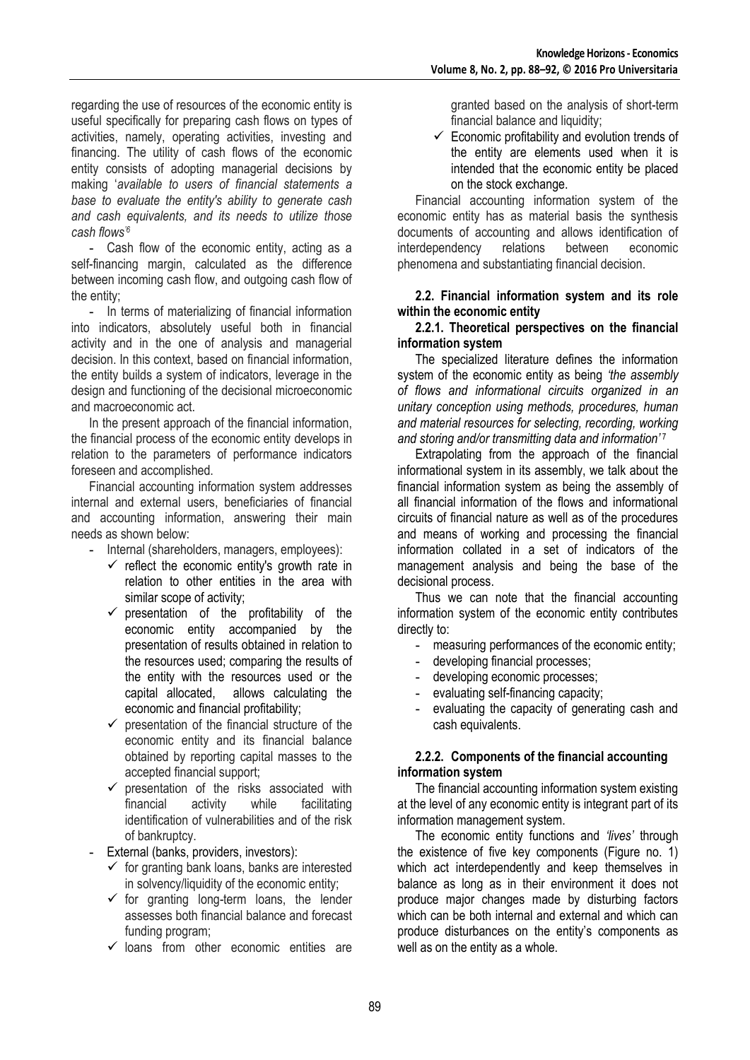regarding the use of resources of the economic entity is useful specifically for preparing cash flows on types of activities, namely, operating activities, investing and financing. The utility of cash flows of the economic entity consists of adopting managerial decisions by making '*available to users of financial statements a base to evaluate the entity's ability to generate cash and cash equivalents, and its needs to utilize those cash flows*'[6]

- Cash flow of the economic entity, acting as a self-financing margin, calculated as the difference between incoming cash flow, and outgoing cash flow of the entity;
- In terms of materializing of financial information into indicators, absolutely useful both in financial activity and in the one of analysis and managerial decision. In this context, based on financial information, the entity builds a system of indicators, leverage in the design and functioning of the decisional microeconomic and macroeconomic act.

In the present approach of the financial information, the financial process of the economic entity develops in relation to the parameters of performance indicators foreseen and accomplished.

Financial accounting information system addresses internal and external users, beneficiaries of financial and accounting information, answering their main needs as shown below:

- Internal (shareholders, managers, employees):
  - ✓ reflect the economic entity's growth rate in relation to other entities in the area with similar scope of activity;
  - ✓ presentation of the profitability of the economic entity accompanied by the presentation of results obtained in relation to the resources used; comparing the results of the entity with the resources used or the capital allocated, allows calculating the economic and financial profitability;
  - ✓ presentation of the financial structure of the economic entity and its financial balance obtained by reporting capital masses to the accepted financial support;
  - ✓ presentation of the risks associated with financial activity while facilitating identification of vulnerabilities and of the risk of bankruptcy.
- External (banks, providers, investors):
  - ✓ for granting bank loans, banks are interested in solvency/liquidity of the economic entity;
  - ✓ for granting long-term loans, the lender assesses both financial balance and forecast funding program;
  - ✓ loans from other economic entities are granted based on the analysis of short-term financial balance and liquidity;
  - ✓ Economic profitability and evolution trends of the entity are elements used when it is intended that the economic entity be placed on the stock exchange.

Financial accounting information system of the economic entity has as material basis the synthesis documents of accounting and allows identification of interdependency relations between economic phenomena and substantiating financial decision.

### 2.2. Financial information system and its role within the economic entity

#### 2.2.1. Theoretical perspectives on the financial information system

The specialized literature defines the information system of the economic entity as being *'the assembly of flows and informational circuits organized in an unitary conception using methods, procedures, human and material resources for selecting, recording, working and storing and/or transmitting data and information'*[7]

Extrapolating from the approach of the financial informational system in its assembly, we talk about the financial information system as being the assembly of all financial information of the flows and informational circuits of financial nature as well as of the procedures and means of working and processing the financial information collated in a set of indicators of the management analysis and being the base of the decisional process.

Thus we can note that the financial accounting information system of the economic entity contributes directly to:

- measuring performances of the economic entity;
- developing financial processes;
- developing economic processes;
- evaluating self-financing capacity;
- evaluating the capacity of generating cash and cash equivalents.

#### 2.2.2. Components of the financial accounting information system

The financial accounting information system existing at the level of any economic entity is integrant part of its information management system.

The economic entity functions and *'lives'* through the existence of five key components (Figure no. 1) which act interdependently and keep themselves in balance as long as in their environment it does not produce major changes made by disturbing factors which can be both internal and external and which can produce disturbances on the entity's components as well as on the entity as a whole.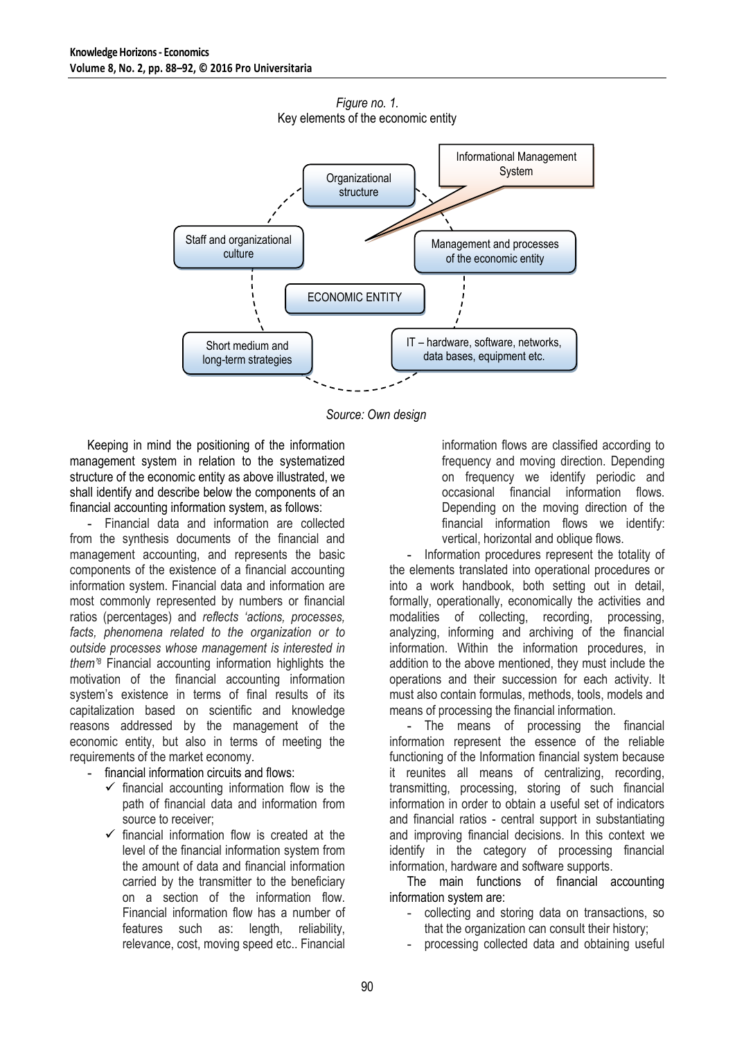*Figure no. 1.*
Key elements of the economic entity

*Source: Own design*

Keeping in mind the positioning of the information management system in relation to the systematized structure of the economic entity as above illustrated, we shall identify and describe below the components of an financial accounting information system, as follows:

- Financial data and information are collected from the synthesis documents of the financial and management accounting, and represents the basic components of the existence of a financial accounting information system. Financial data and information are most commonly represented by numbers or financial ratios (percentages) and *reflects 'actions, processes, facts, phenomena related to the organization or to outside processes whose management is interested in them'*[8] Financial accounting information highlights the motivation of the financial accounting information system's existence in terms of final results of its capitalization based on scientific and knowledge reasons addressed by the management of the economic entity, but also in terms of meeting the requirements of the market economy.
- financial information circuits and flows:
  - ✓ financial accounting information flow is the path of financial data and information from source to receiver;
  - ✓ financial information flow is created at the level of the financial information system from the amount of data and financial information carried by the transmitter to the beneficiary on a section of the information flow. Financial information flow has a number of features such as: length, reliability, relevance, cost, moving speed etc.. Financial information flows are classified according to frequency and moving direction. Depending on frequency we identify periodic and occasional financial information flows. Depending on the moving direction of the financial information flows we identify: vertical, horizontal and oblique flows.
- Information procedures represent the totality of the elements translated into operational procedures or into a work handbook, both setting out in detail, formally, operationally, economically the activities and modalities of collecting, recording, processing, analyzing, informing and archiving of the financial information. Within the information procedures, in addition to the above mentioned, they must include the operations and their succession for each activity. It must also contain formulas, methods, tools, models and means of processing the financial information.
- The means of processing the financial information represent the essence of the reliable functioning of the Information financial system because it reunites all means of centralizing, recording, transmitting, processing, storing of such financial information in order to obtain a useful set of indicators and financial ratios - central support in substantiating and improving financial decisions. In this context we identify in the category of processing financial information, hardware and software supports.

The main functions of financial accounting information system are:

- collecting and storing data on transactions, so that the organization can consult their history;
- processing collected data and obtaining useful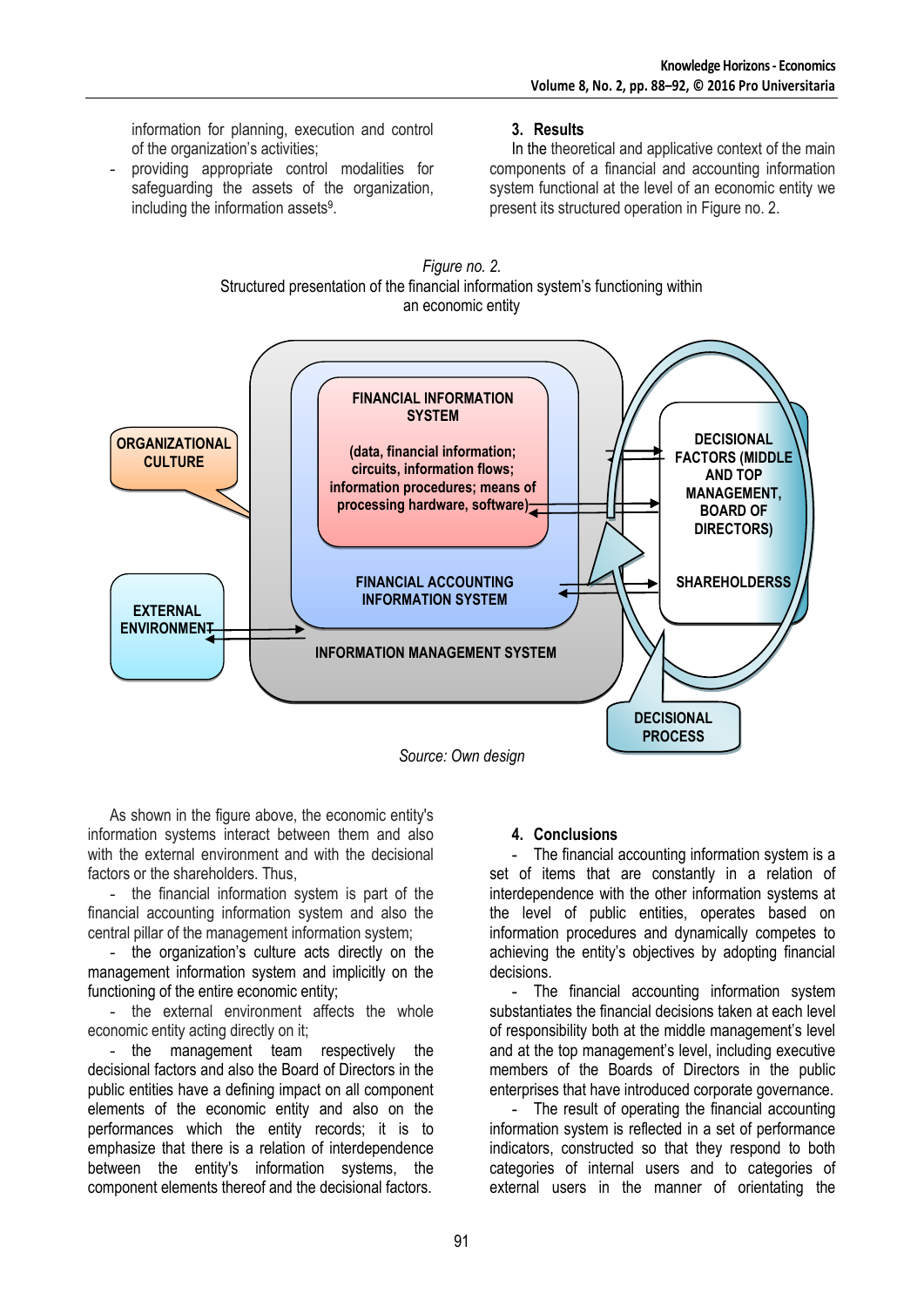information for planning, execution and control of the organization's activities;
- providing appropriate control modalities for safeguarding the assets of the organization, including the information assets[9].

## 3. Results

In the theoretical and applicative context of the main components of a financial and accounting information system functional at the level of an economic entity we present its structured operation in Figure no. 2.

*Figure no. 2.*
Structured presentation of the financial information system's functioning within an economic entity

FINANCIAL INFORMATION SYSTEM (data, financial information; circuits, information flows; information procedures; means of processing hardware, software)

FINANCIAL ACCOUNTING INFORMATION SYSTEM

INFORMATION MANAGEMENT SYSTEM

ORGANIZATIONAL CULTURE

EXTERNAL ENVIRONMENT

DECISIONAL FACTORS (MIDDLE AND TOP MANAGEMENT, BOARD OF DIRECTORS)

SHAREHOLDERSS

DECISIONAL PROCESS

*Source: Own design*

As shown in the figure above, the economic entity's information systems interact between them and also with the external environment and with the decisional factors or the shareholders. Thus,

- the financial information system is part of the financial accounting information system and also the central pillar of the management information system;
- the organization's culture acts directly on the management information system and implicitly on the functioning of the entire economic entity;
- the external environment affects the whole economic entity acting directly on it;
- the management team respectively the decisional factors and also the Board of Directors in the public entities have a defining impact on all component elements of the economic entity and also on the performances which the entity records; it is to emphasize that there is a relation of interdependence between the entity's information systems, the component elements thereof and the decisional factors.

## 4. Conclusions

- The financial accounting information system is a set of items that are constantly in a relation of interdependence with the other information systems at the level of public entities, operates based on information procedures and dynamically competes to achieving the entity's objectives by adopting financial decisions.
- The financial accounting information system substantiates the financial decisions taken at each level of responsibility both at the middle management's level and at the top management's level, including executive members of the Boards of Directors in the public enterprises that have introduced corporate governance.
- The result of operating the financial accounting information system is reflected in a set of performance indicators, constructed so that they respond to both categories of internal users and to categories of external users in the manner of orientating the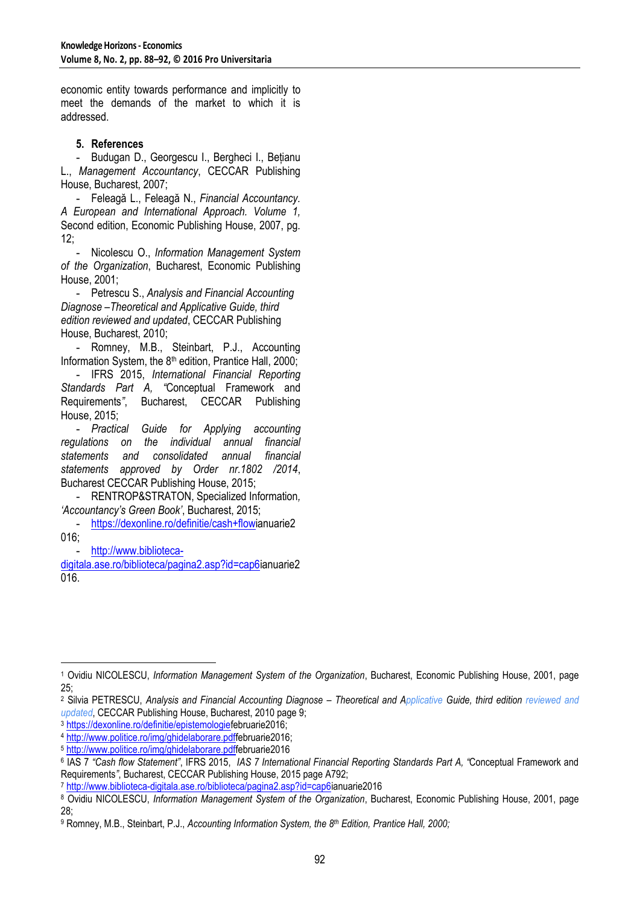economic entity towards performance and implicitly to meet the demands of the market to which it is addressed.

## 5. References

- Budugan D., Georgescu I., Bergheci I., Bețianu L., *Management Accountancy*, CECCAR Publishing House, Bucharest, 2007;
- Feleagă L., Feleagă N., *Financial Accountancy. A European and International Approach. Volume 1,* Second edition, Economic Publishing House, 2007, pg. 12;
- Nicolescu O., *Information Management System of the Organization*, Bucharest, Economic Publishing House, 2001;
- Petrescu S., *Analysis and Financial Accounting Diagnose –Theoretical and Applicative Guide, third edition reviewed and updated*, CECCAR Publishing House, Bucharest, 2010;
- Romney, M.B., Steinbart, P.J., Accounting Information System, the 8th edition, Prantice Hall, 2000;
- IFRS 2015, *International Financial Reporting Standards Part A, "*Conceptual Framework and Requirements*"*, Bucharest, CECCAR Publishing House, 2015;
- *Practical Guide for Applying accounting regulations on the individual annual financial statements and consolidated annual financial statements approved by Order nr.1802 /2014*, Bucharest CECCAR Publishing House, 2015;
- RENTROP&STRATON, Specialized Information*, 'Accountancy's Green Book'*, Bucharest, 2015;
- https://dexonline.ro/definitie/cash+flowianuarie2016;
- http://www.biblioteca-digitala.ase.ro/biblioteca/pagina2.asp?id=cap6ianuarie2016.

---

[1] Ovidiu NICOLESCU, *Information Management System of the Organization*, Bucharest, Economic Publishing House, 2001, page 25;

[2] Silvia PETRESCU, *Analysis and Financial Accounting Diagnose – Theoretical and Applicative Guide, third edition reviewed and updated*, CECCAR Publishing House, Bucharest, 2010 page 9;

[3] https://dexonline.ro/definitie/epistemologiefebruarie2016;

[4] http://www.politice.ro/img/ghidelaborare.pdffebruarie2016;

[5] http://www.politice.ro/img/ghidelaborare.pdffebruarie2016

[6] IAS 7 *"Cash flow Statement"*, IFRS 2015, *IAS 7 International Financial Reporting Standards Part A, "*Conceptual Framework and Requirements*"*, Bucharest, CECCAR Publishing House, 2015 page A792;

[7] http://www.biblioteca-digitala.ase.ro/biblioteca/pagina2.asp?id=cap6ianuarie2016

[8] Ovidiu NICOLESCU, *Information Management System of the Organization*, Bucharest, Economic Publishing House, 2001, page 28;

[9] Romney, M.B., Steinbart, P.J., *Accounting Information System, the 8th Edition, Prantice Hall, 2000;*